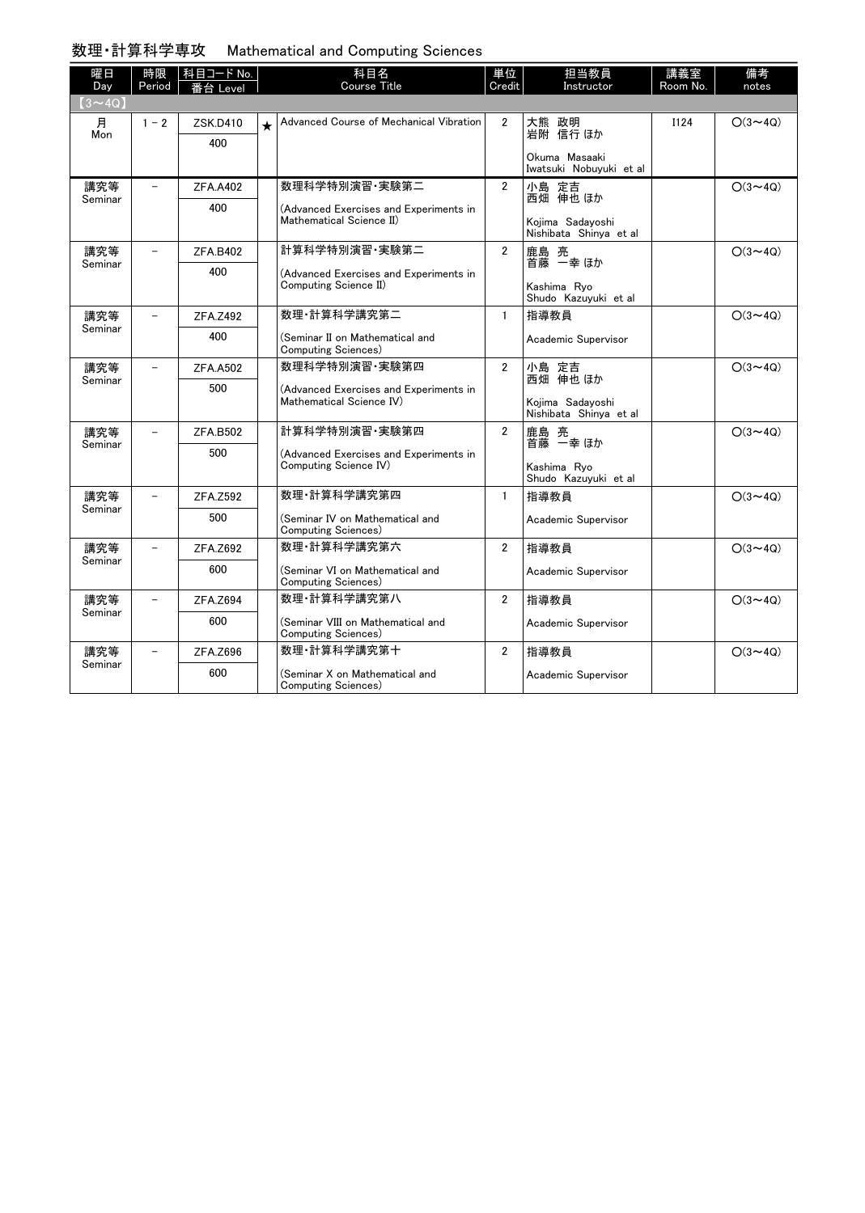## 数理・計算科学専攻　Mathematical and Computing Sciences

| 曜日 Day | 時限 Period | 科目コード No. 番台 Level | | 科目名 Course Title | 単位 Credit | 担当教員 Instructor | 講義室 Room No. | 備考 notes |
|---|---|---|---|---|---|---|---|---|
| 【3～4Q】 | | | | | | | | |
| 月 Mon | 1 - 2 | ZSK.D410 400 | ★ | Advanced Course of Mechanical Vibration | 2 | 大熊 政明 岩附 信行 ほか Okuma Masaaki Iwatsuki Nobuyuki et al | I124 | ○(3～4Q) |
| 講究等 Seminar | － | ZFA.A402 400 | | 数理科学特別演習・実験第二 (Advanced Exercises and Experiments in Mathematical Science II) | 2 | 小島 定吉 西畑 伸也 ほか Kojima Sadayoshi Nishibata Shinya et al | | ○(3～4Q) |
| 講究等 Seminar | － | ZFA.B402 400 | | 計算科学特別演習・実験第二 (Advanced Exercises and Experiments in Computing Science II) | 2 | 鹿島 亮 首藤 一幸 ほか Kashima Ryo Shudo Kazuyuki et al | | ○(3～4Q) |
| 講究等 Seminar | － | ZFA.Z492 400 | | 数理・計算科学講究第二 (Seminar II on Mathematical and Computing Sciences) | 1 | 指導教員 Academic Supervisor | | ○(3～4Q) |
| 講究等 Seminar | － | ZFA.A502 500 | | 数理科学特別演習・実験第四 (Advanced Exercises and Experiments in Mathematical Science IV) | 2 | 小島 定吉 西畑 伸也 ほか Kojima Sadayoshi Nishibata Shinya et al | | ○(3～4Q) |
| 講究等 Seminar | － | ZFA.B502 500 | | 計算科学特別演習・実験第四 (Advanced Exercises and Experiments in Computing Science IV) | 2 | 鹿島 亮 首藤 一幸 ほか Kashima Ryo Shudo Kazuyuki et al | | ○(3～4Q) |
| 講究等 Seminar | － | ZFA.Z592 500 | | 数理・計算科学講究第四 (Seminar IV on Mathematical and Computing Sciences) | 1 | 指導教員 Academic Supervisor | | ○(3～4Q) |
| 講究等 Seminar | － | ZFA.Z692 600 | | 数理・計算科学講究第六 (Seminar VI on Mathematical and Computing Sciences) | 2 | 指導教員 Academic Supervisor | | ○(3～4Q) |
| 講究等 Seminar | － | ZFA.Z694 600 | | 数理・計算科学講究第八 (Seminar VIII on Mathematical and Computing Sciences) | 2 | 指導教員 Academic Supervisor | | ○(3～4Q) |
| 講究等 Seminar | － | ZFA.Z696 600 | | 数理・計算科学講究第十 (Seminar X on Mathematical and Computing Sciences) | 2 | 指導教員 Academic Supervisor | | ○(3～4Q) |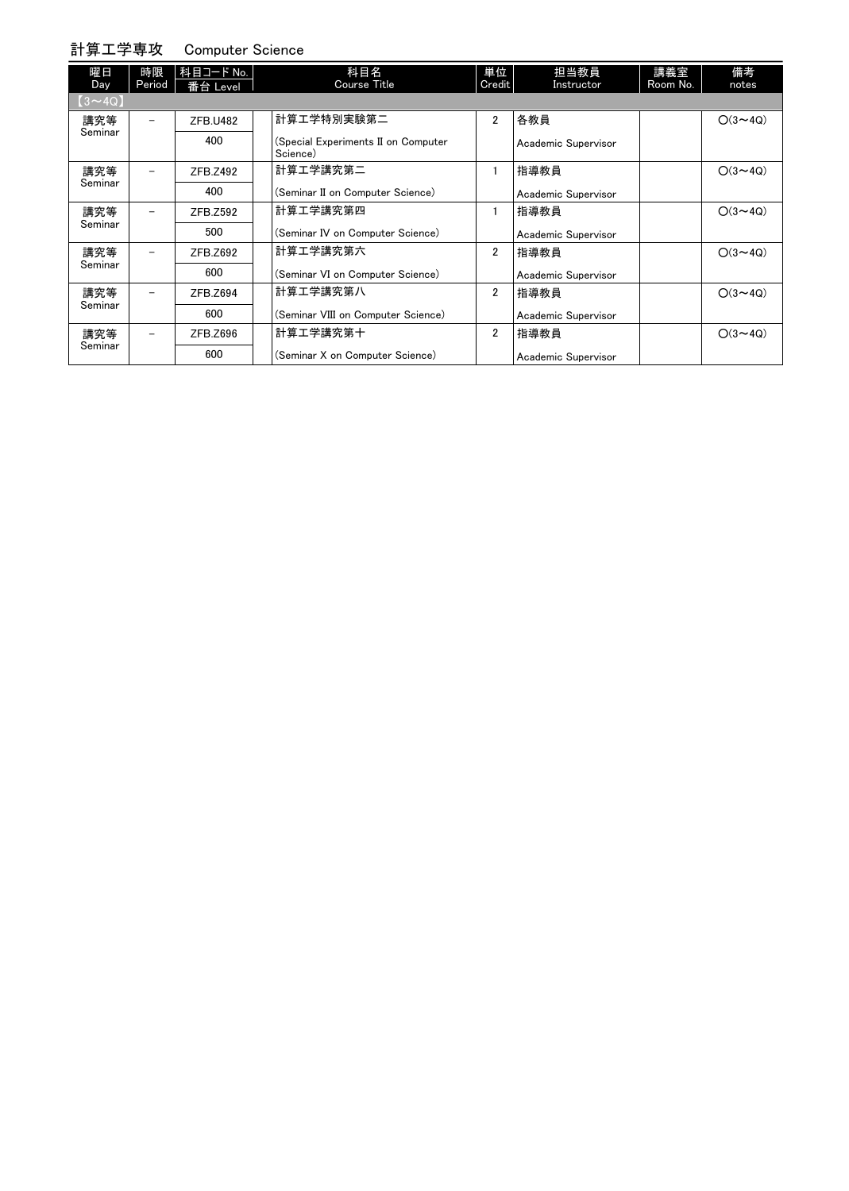## 計算工学専攻　Computer Science

| 曜日 Day | 時限 Period | 科目コード No. 番台 Level | 科目名 Course Title | 単位 Credit | 担当教員 Instructor | 講義室 Room No. | 備考 notes |
|---|---|---|---|---|---|---|---|
| 【3～4Q】 | | | | | | | |
| 講究等 Seminar | － | ZFB.U482<br>400 | 計算工学特別実験第二<br>(Special Experiments II on Computer Science) | 2 | 各教員<br>Academic Supervisor | | ○(3～4Q) |
| 講究等 Seminar | － | ZFB.Z492<br>400 | 計算工学講究第二<br>(Seminar II on Computer Science) | 1 | 指導教員<br>Academic Supervisor | | ○(3～4Q) |
| 講究等 Seminar | － | ZFB.Z592<br>500 | 計算工学講究第四<br>(Seminar IV on Computer Science) | 1 | 指導教員<br>Academic Supervisor | | ○(3～4Q) |
| 講究等 Seminar | － | ZFB.Z692<br>600 | 計算工学講究第六<br>(Seminar VI on Computer Science) | 2 | 指導教員<br>Academic Supervisor | | ○(3～4Q) |
| 講究等 Seminar | － | ZFB.Z694<br>600 | 計算工学講究第八<br>(Seminar VIII on Computer Science) | 2 | 指導教員<br>Academic Supervisor | | ○(3～4Q) |
| 講究等 Seminar | － | ZFB.Z696<br>600 | 計算工学講究第十<br>(Seminar X on Computer Science) | 2 | 指導教員<br>Academic Supervisor | | ○(3～4Q) |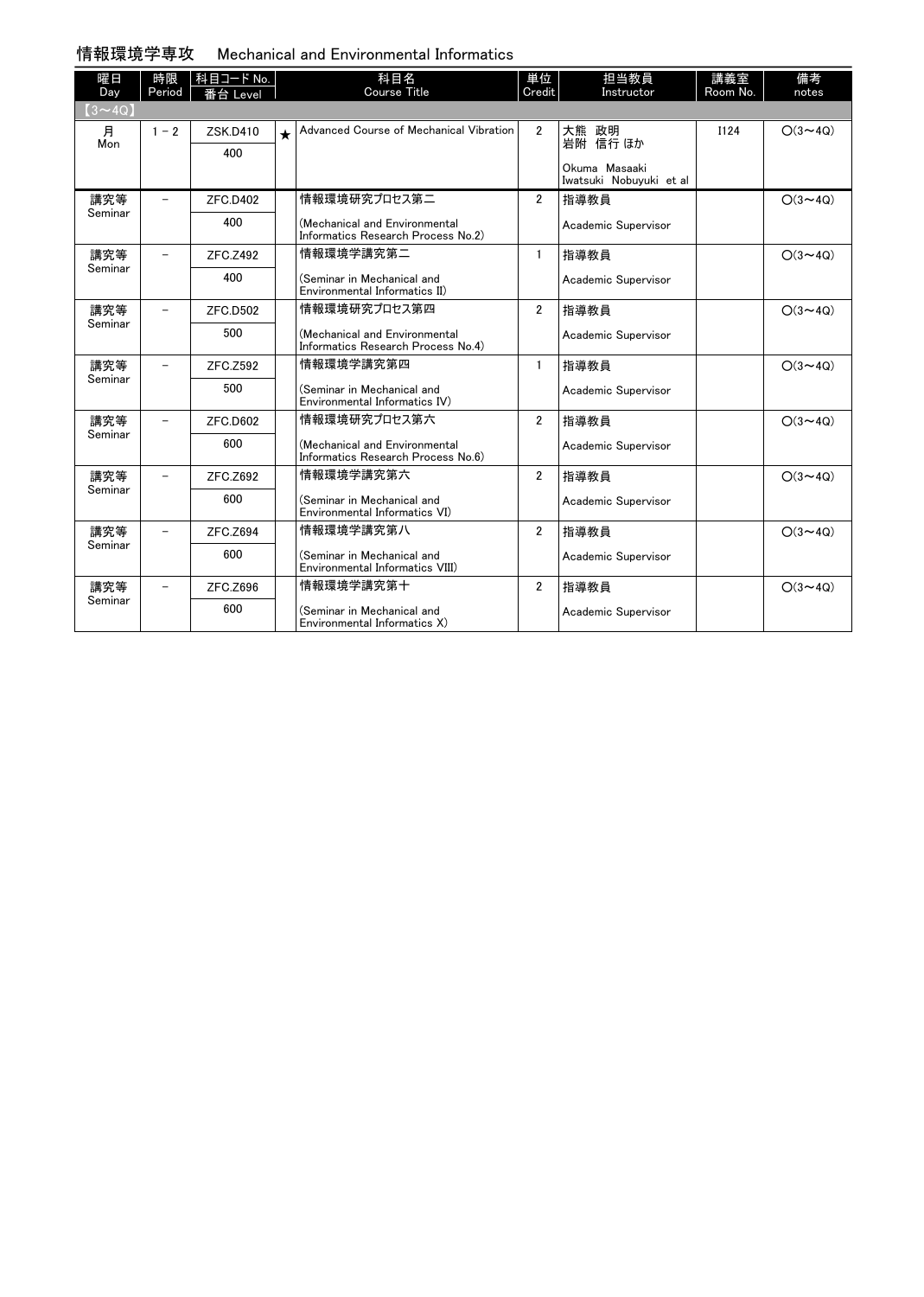## 情報環境学専攻　Mechanical and Environmental Informatics

| 曜日 Day | 時限 Period | 科目コード No. 番台 Level | | 科目名 Course Title | 単位 Credit | 担当教員 Instructor | 講義室 Room No. | 備考 notes |
|---|---|---|---|---|---|---|---|---|
| 【3～4Q】 | | | | | | | | |
| 月 Mon | 1－2 | ZSK.D410 400 | ★ | Advanced Course of Mechanical Vibration | 2 | 大熊 政明 岩附 信行 ほか Okuma Masaaki Iwatsuki Nobuyuki et al | I124 | ○(3～4Q) |
| 講究等 Seminar | － | ZFC.D402 400 | | 情報環境研究プロセス第二 (Mechanical and Environmental Informatics Research Process No.2) | 2 | 指導教員 Academic Supervisor | | ○(3～4Q) |
| 講究等 Seminar | － | ZFC.Z492 400 | | 情報環境学講究第二 (Seminar in Mechanical and Environmental Informatics II) | 1 | 指導教員 Academic Supervisor | | ○(3～4Q) |
| 講究等 Seminar | － | ZFC.D502 500 | | 情報環境研究プロセス第四 (Mechanical and Environmental Informatics Research Process No.4) | 2 | 指導教員 Academic Supervisor | | ○(3～4Q) |
| 講究等 Seminar | － | ZFC.Z592 500 | | 情報環境学講究第四 (Seminar in Mechanical and Environmental Informatics IV) | 1 | 指導教員 Academic Supervisor | | ○(3～4Q) |
| 講究等 Seminar | － | ZFC.D602 600 | | 情報環境研究プロセス第六 (Mechanical and Environmental Informatics Research Process No.6) | 2 | 指導教員 Academic Supervisor | | ○(3～4Q) |
| 講究等 Seminar | － | ZFC.Z692 600 | | 情報環境学講究第六 (Seminar in Mechanical and Environmental Informatics VI) | 2 | 指導教員 Academic Supervisor | | ○(3～4Q) |
| 講究等 Seminar | － | ZFC.Z694 600 | | 情報環境学講究第八 (Seminar in Mechanical and Environmental Informatics VIII) | 2 | 指導教員 Academic Supervisor | | ○(3～4Q) |
| 講究等 Seminar | － | ZFC.Z696 600 | | 情報環境学講究第十 (Seminar in Mechanical and Environmental Informatics X) | 2 | 指導教員 Academic Supervisor | | ○(3～4Q) |